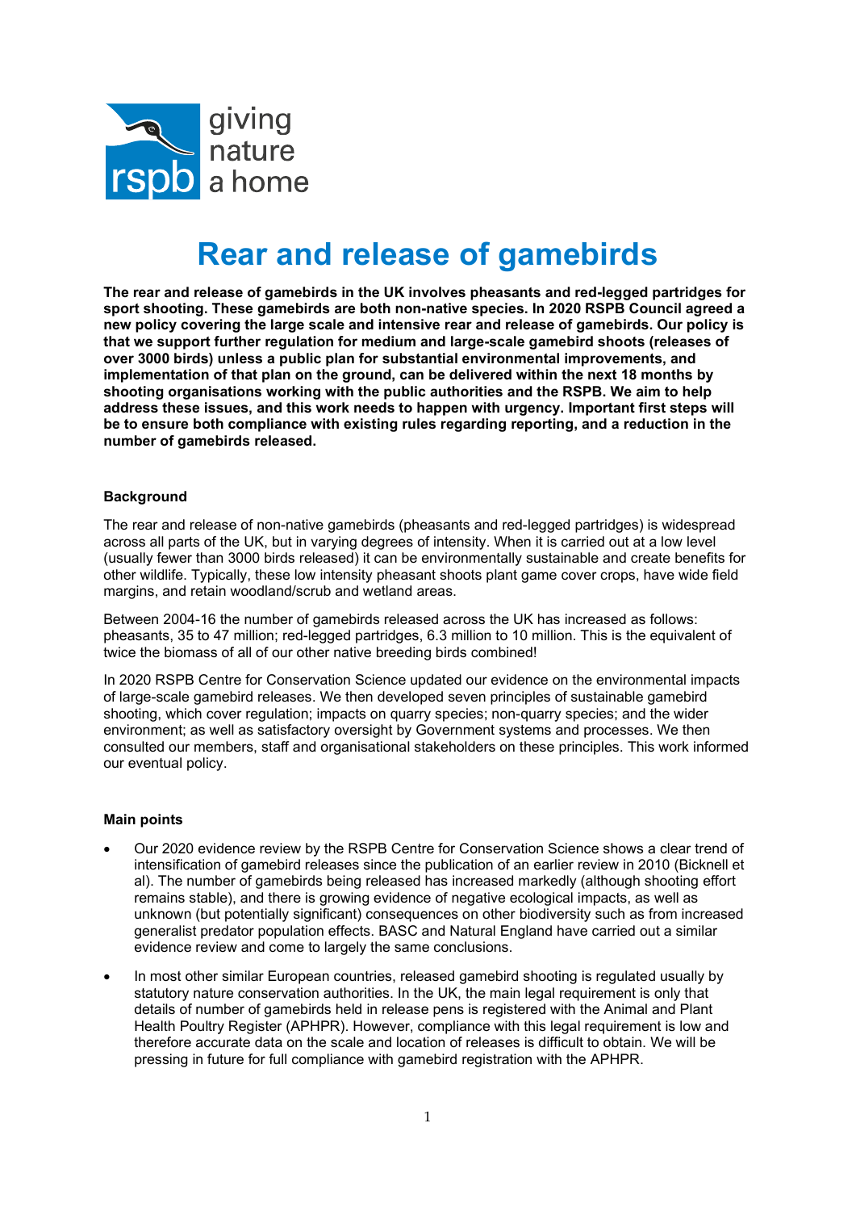# Rear and release of gamebirds

**The rear and release of gamebirds in the UK involves pheasants and red-legged partridges for sport shooting. These gamebirds are both non-native species. In 2020 RSPB Council agreed a new policy covering the large scale and intensive rear and release of gamebirds. Our policy is that we support further regulation for medium and large-scale gamebird shoots (releases of over 3000 birds) unless a public plan for substantial environmental improvements, and implementation of that plan on the ground, can be delivered within the next 18 months by shooting organisations working with the public authorities and the RSPB. We aim to help address these issues, and this work needs to happen with urgency. Important first steps will be to ensure both compliance with existing rules regarding reporting, and a reduction in the number of gamebirds released.**

## Background

The rear and release of non-native gamebirds (pheasants and red-legged partridges) is widespread across all parts of the UK, but in varying degrees of intensity. When it is carried out at a low level (usually fewer than 3000 birds released) it can be environmentally sustainable and create benefits for other wildlife. Typically, these low intensity pheasant shoots plant game cover crops, have wide field margins, and retain woodland/scrub and wetland areas.

Between 2004-16 the number of gamebirds released across the UK has increased as follows: pheasants, 35 to 47 million; red-legged partridges, 6.3 million to 10 million. This is the equivalent of twice the biomass of all of our other native breeding birds combined!

In 2020 RSPB Centre for Conservation Science updated our evidence on the environmental impacts of large-scale gamebird releases. We then developed seven principles of sustainable gamebird shooting, which cover regulation; impacts on quarry species; non-quarry species; and the wider environment; as well as satisfactory oversight by Government systems and processes. We then consulted our members, staff and organisational stakeholders on these principles. This work informed our eventual policy.

## Main points

- Our 2020 evidence review by the RSPB Centre for Conservation Science shows a clear trend of intensification of gamebird releases since the publication of an earlier review in 2010 (Bicknell et al). The number of gamebirds being released has increased markedly (although shooting effort remains stable), and there is growing evidence of negative ecological impacts, as well as unknown (but potentially significant) consequences on other biodiversity such as from increased generalist predator population effects. BASC and Natural England have carried out a similar evidence review and come to largely the same conclusions.
- In most other similar European countries, released gamebird shooting is regulated usually by statutory nature conservation authorities. In the UK, the main legal requirement is only that details of number of gamebirds held in release pens is registered with the Animal and Plant Health Poultry Register (APHPR). However, compliance with this legal requirement is low and therefore accurate data on the scale and location of releases is difficult to obtain. We will be pressing in future for full compliance with gamebird registration with the APHPR.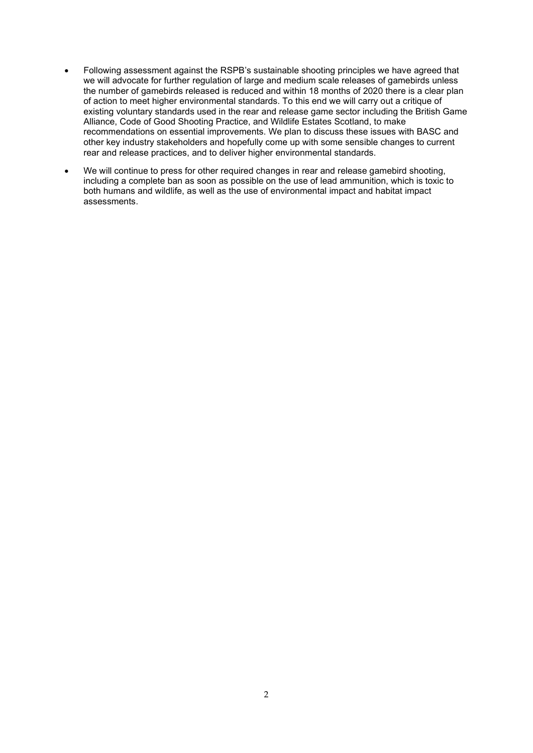- Following assessment against the RSPB's sustainable shooting principles we have agreed that we will advocate for further regulation of large and medium scale releases of gamebirds unless the number of gamebirds released is reduced and within 18 months of 2020 there is a clear plan of action to meet higher environmental standards. To this end we will carry out a critique of existing voluntary standards used in the rear and release game sector including the British Game Alliance, Code of Good Shooting Practice, and Wildlife Estates Scotland, to make recommendations on essential improvements. We plan to discuss these issues with BASC and other key industry stakeholders and hopefully come up with some sensible changes to current rear and release practices, and to deliver higher environmental standards.
- We will continue to press for other required changes in rear and release gamebird shooting, including a complete ban as soon as possible on the use of lead ammunition, which is toxic to both humans and wildlife, as well as the use of environmental impact and habitat impact assessments.